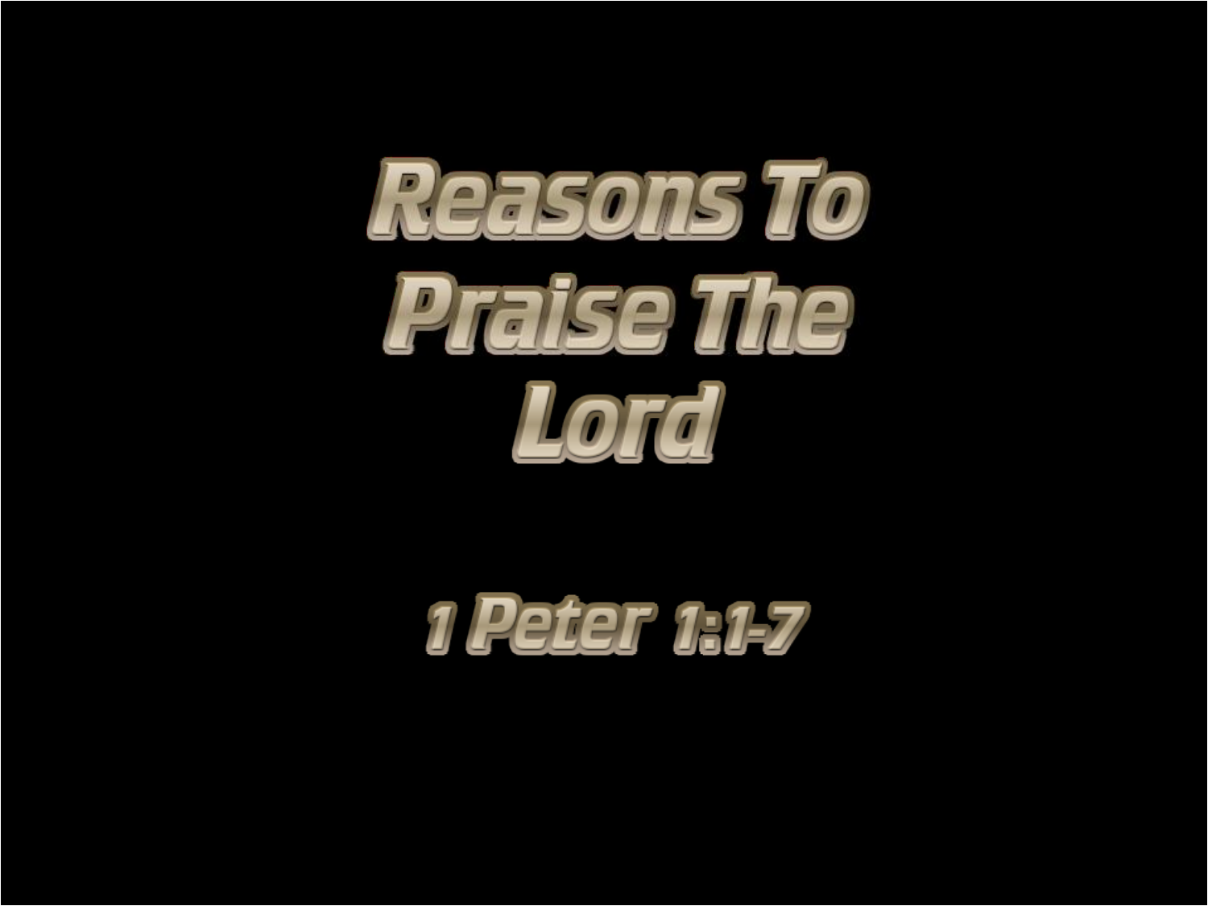# Reasons To Praise The Lord

## 1 Peter 1:1-7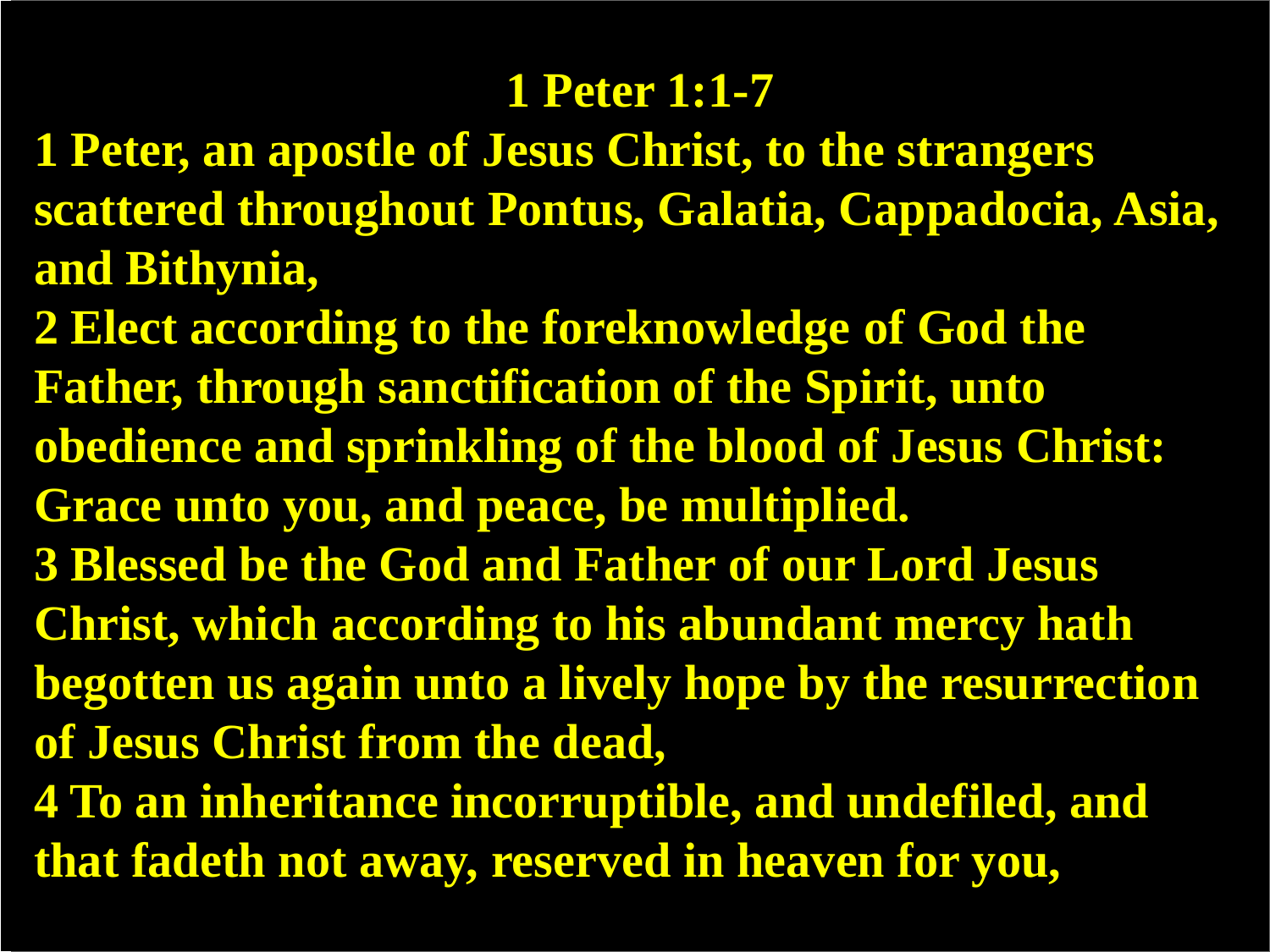# 1 Peter 1:1-7

**1 Peter, an apostle of Jesus Christ, to the strangers scattered throughout Pontus, Galatia, Cappadocia, Asia, and Bithynia,**

**2 Elect according to the foreknowledge of God the Father, through sanctification of the Spirit, unto obedience and sprinkling of the blood of Jesus Christ: Grace unto you, and peace, be multiplied.**

**3 Blessed be the God and Father of our Lord Jesus Christ, which according to his abundant mercy hath begotten us again unto a lively hope by the resurrection of Jesus Christ from the dead,**

**4 To an inheritance incorruptible, and undefiled, and that fadeth not away, reserved in heaven for you,**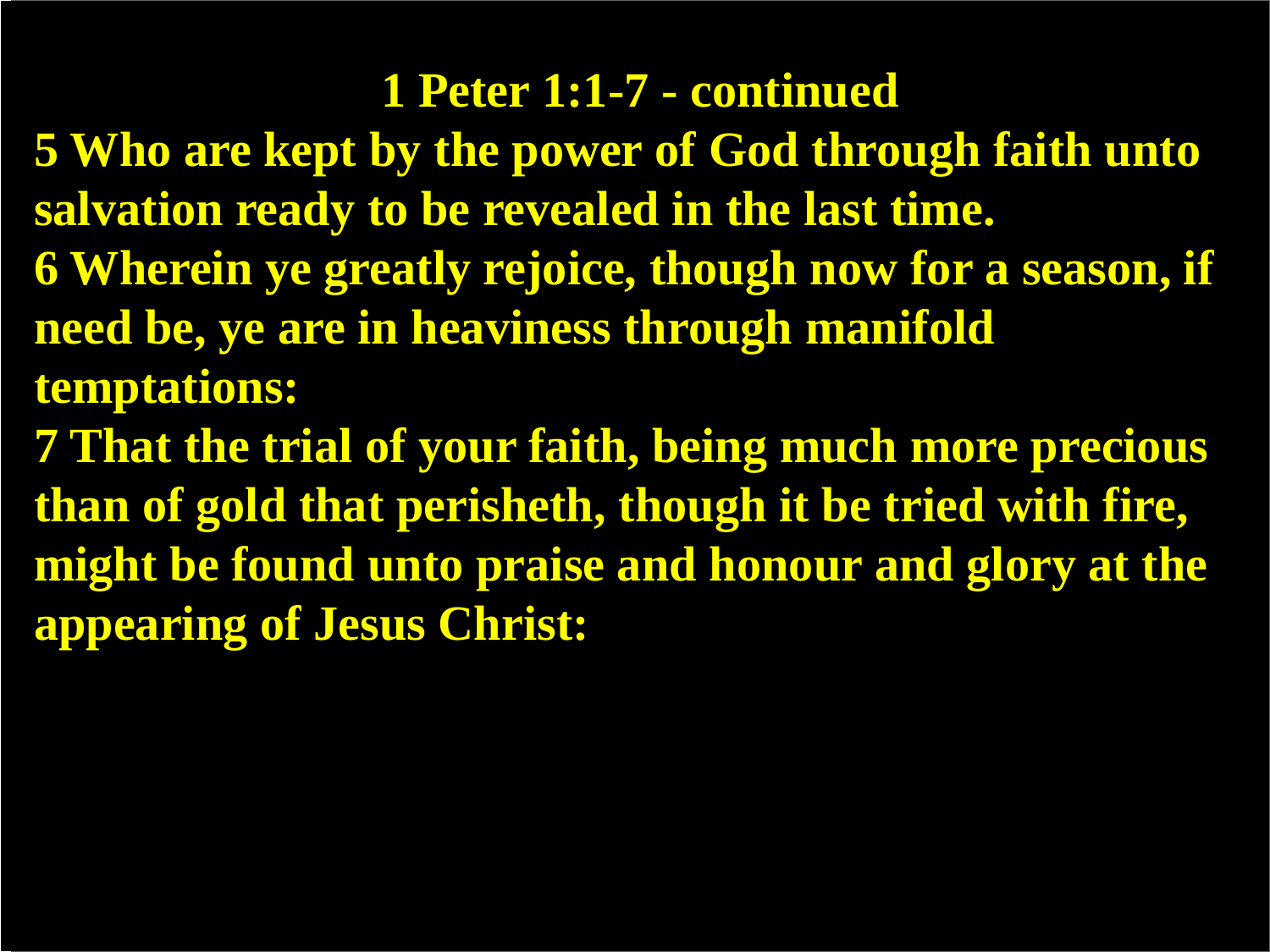# 1 Peter 1:1-7 - continued

**5 Who are kept by the power of God through faith unto salvation ready to be revealed in the last time.**

**6 Wherein ye greatly rejoice, though now for a season, if need be, ye are in heaviness through manifold temptations:**

**7 That the trial of your faith, being much more precious than of gold that perisheth, though it be tried with fire, might be found unto praise and honour and glory at the appearing of Jesus Christ:**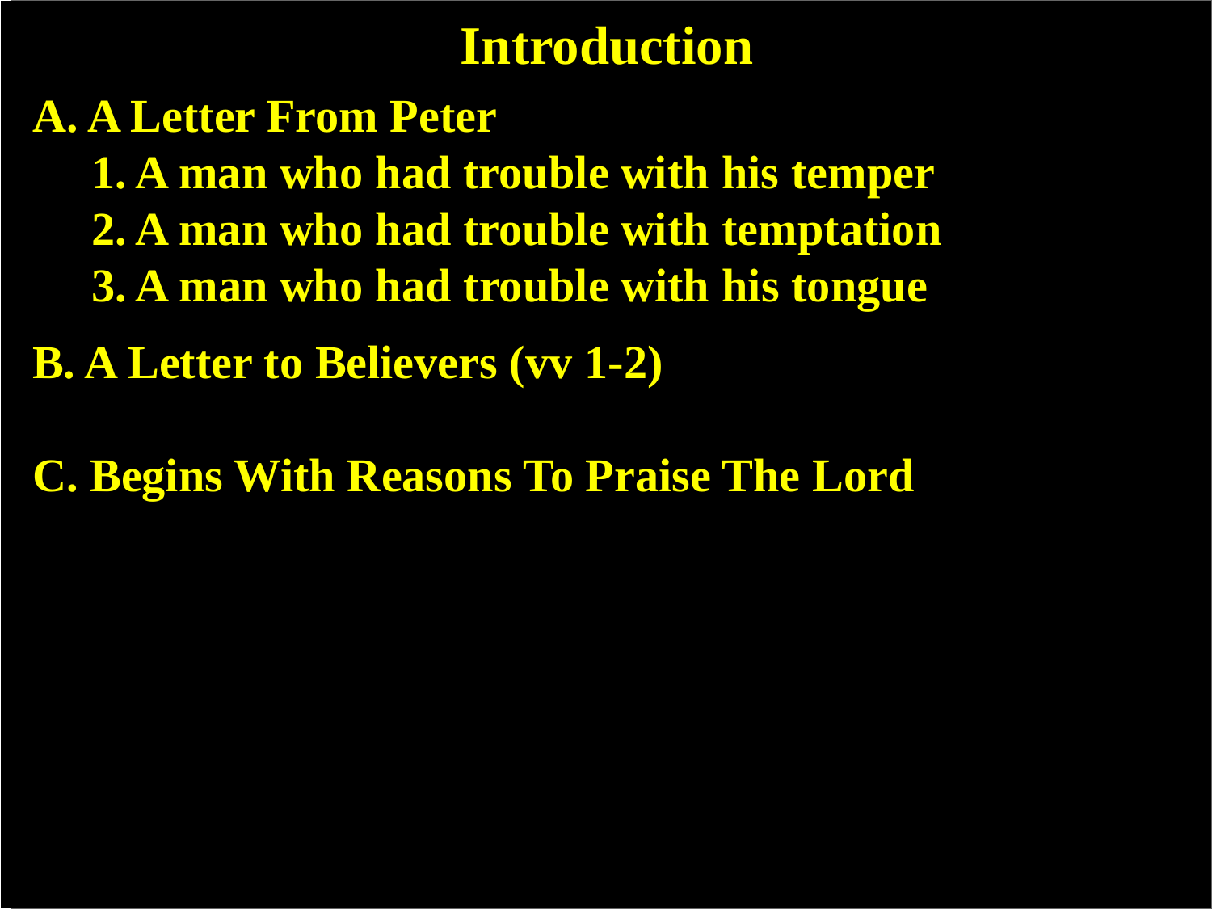# Introduction

**A. A Letter From Peter**

1. **A man who had trouble with his temper**
2. **A man who had trouble with temptation**
3. **A man who had trouble with his tongue**

**B. A Letter to Believers (vv 1-2)**

**C. Begins With Reasons To Praise The Lord**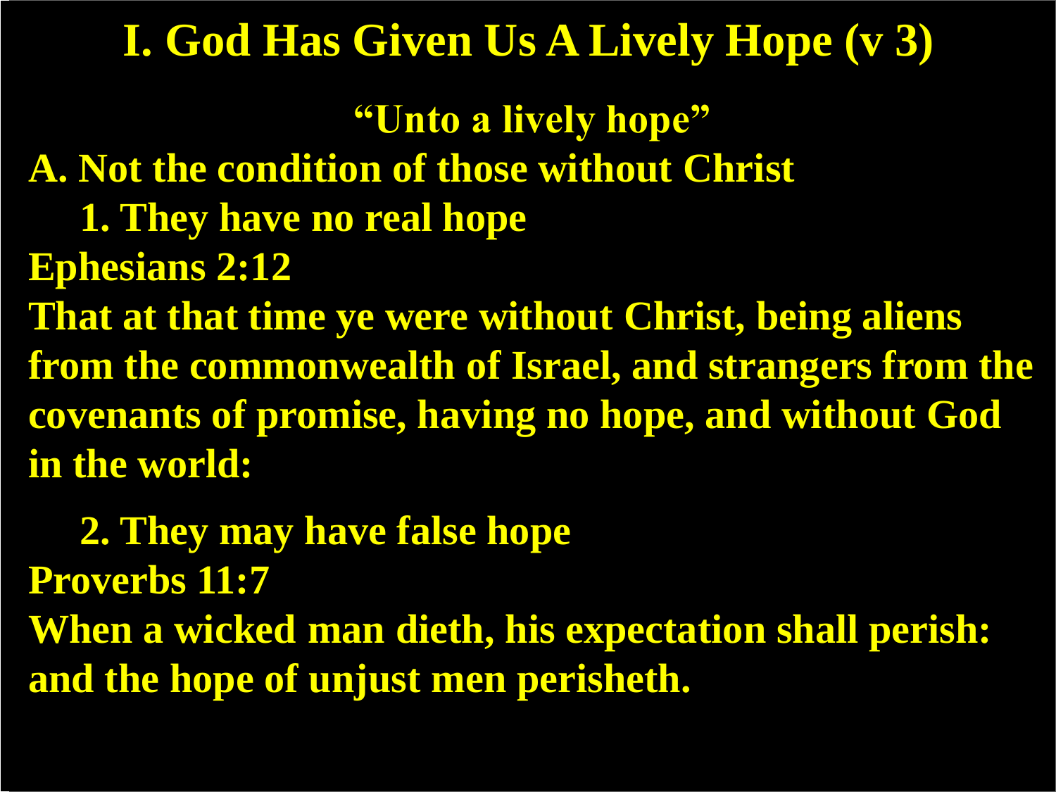# I. God Has Given Us A Lively Hope (v 3)

**"Unto a lively hope"**

**A. Not the condition of those without Christ**

**1. They have no real hope**

**Ephesians 2:12**

**That at that time ye were without Christ, being aliens from the commonwealth of Israel, and strangers from the covenants of promise, having no hope, and without God in the world:**

**2. They may have false hope**

**Proverbs 11:7**

**When a wicked man dieth, his expectation shall perish: and the hope of unjust men perisheth.**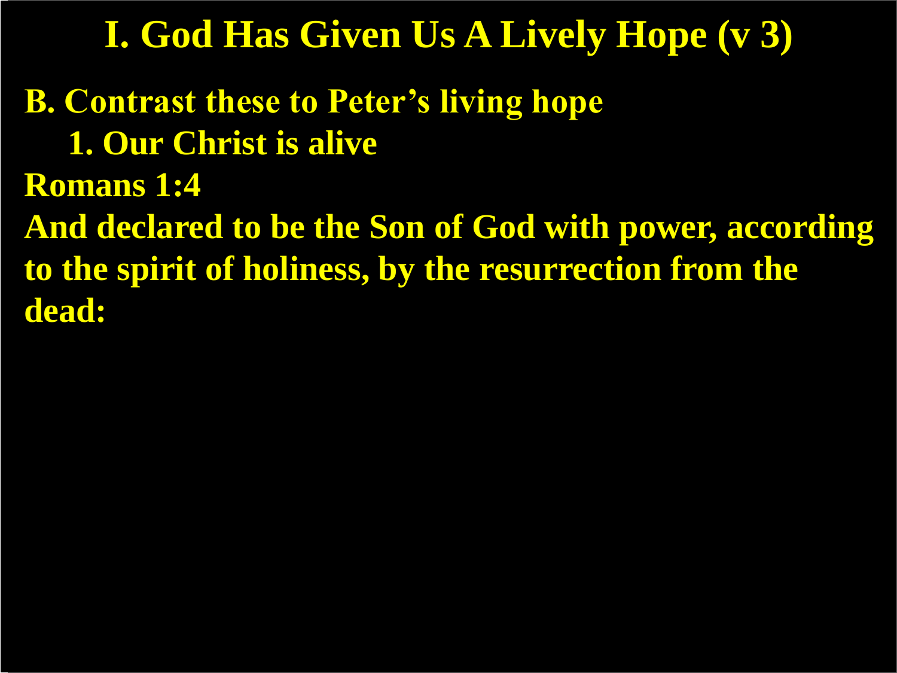# I. God Has Given Us A Lively Hope (v 3)

**B. Contrast these to Peter's living hope**

**1. Our Christ is alive**

**Romans 1:4**

**And declared to be the Son of God with power, according to the spirit of holiness, by the resurrection from the dead:**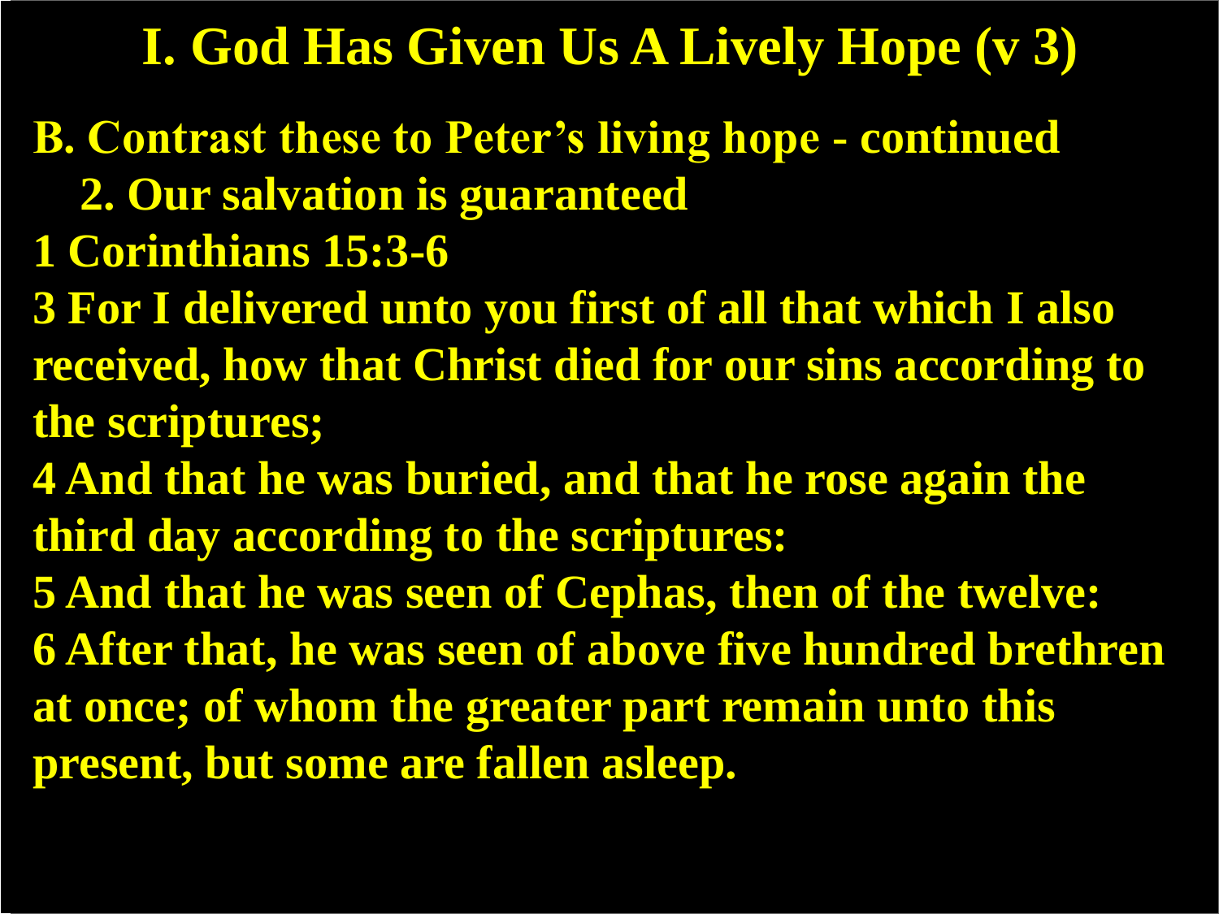# I. God Has Given Us A Lively Hope (v 3)

**B. Contrast these to Peter's living hope - continued**

**2. Our salvation is guaranteed**

**1 Corinthians 15:3-6**

**3 For I delivered unto you first of all that which I also received, how that Christ died for our sins according to the scriptures;**

**4 And that he was buried, and that he rose again the third day according to the scriptures:**

**5 And that he was seen of Cephas, then of the twelve:**

**6 After that, he was seen of above five hundred brethren at once; of whom the greater part remain unto this present, but some are fallen asleep.**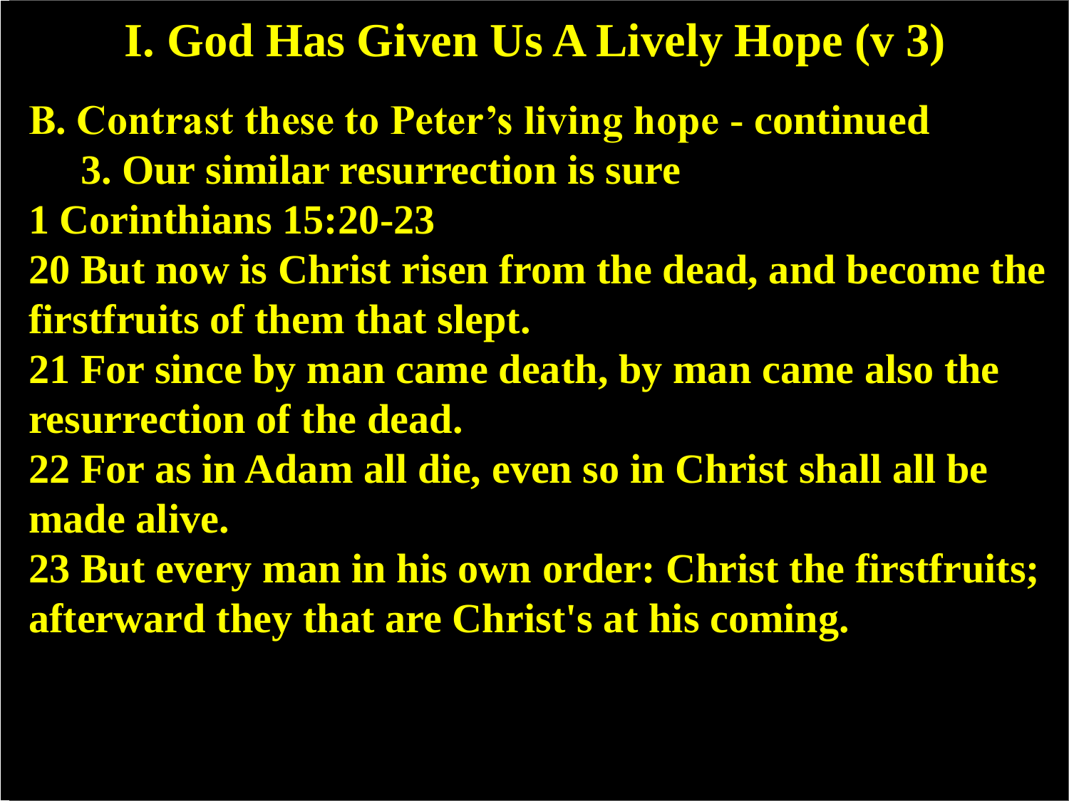# I. God Has Given Us A Lively Hope (v 3)

**B. Contrast these to Peter's living hope - continued**

**3. Our similar resurrection is sure**

**1 Corinthians 15:20-23**

**20 But now is Christ risen from the dead, and become the firstfruits of them that slept.**

**21 For since by man came death, by man came also the resurrection of the dead.**

**22 For as in Adam all die, even so in Christ shall all be made alive.**

**23 But every man in his own order: Christ the firstfruits; afterward they that are Christ's at his coming.**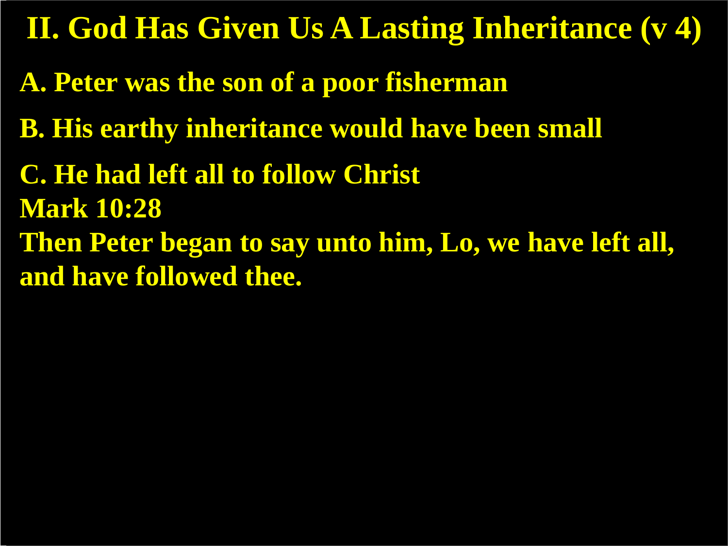## II. God Has Given Us A Lasting Inheritance (v 4)

**A. Peter was the son of a poor fisherman**

**B. His earthy inheritance would have been small**

**C. He had left all to follow Christ**
**Mark 10:28**
**Then Peter began to say unto him, Lo, we have left all, and have followed thee.**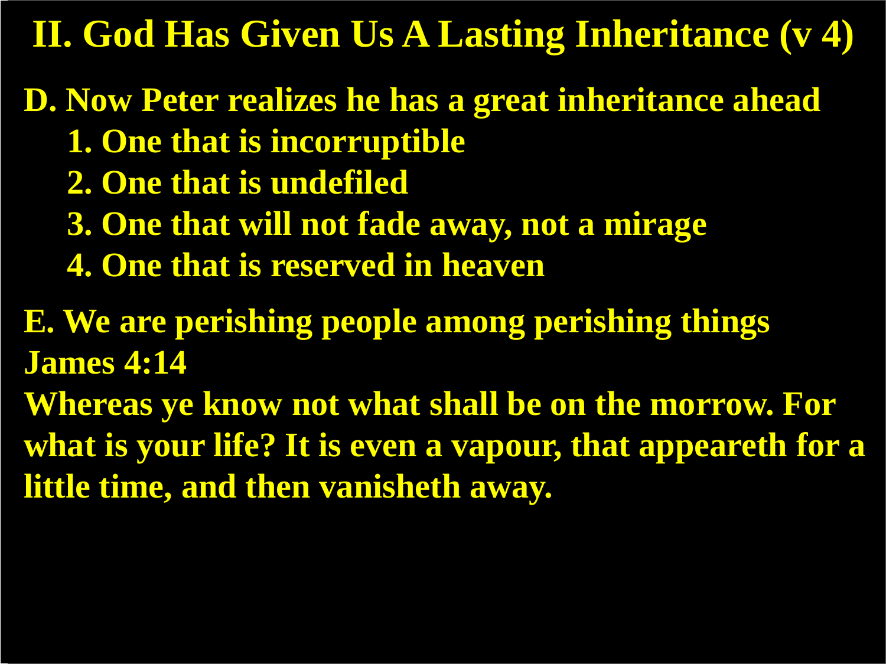# II. God Has Given Us A Lasting Inheritance (v 4)

**D. Now Peter realizes he has a great inheritance ahead**

1. **One that is incorruptible**
2. **One that is undefiled**
3. **One that will not fade away, not a mirage**
4. **One that is reserved in heaven**

**E. We are perishing people among perishing things**

**James 4:14**

**Whereas ye know not what shall be on the morrow. For what is your life? It is even a vapour, that appeareth for a little time, and then vanisheth away.**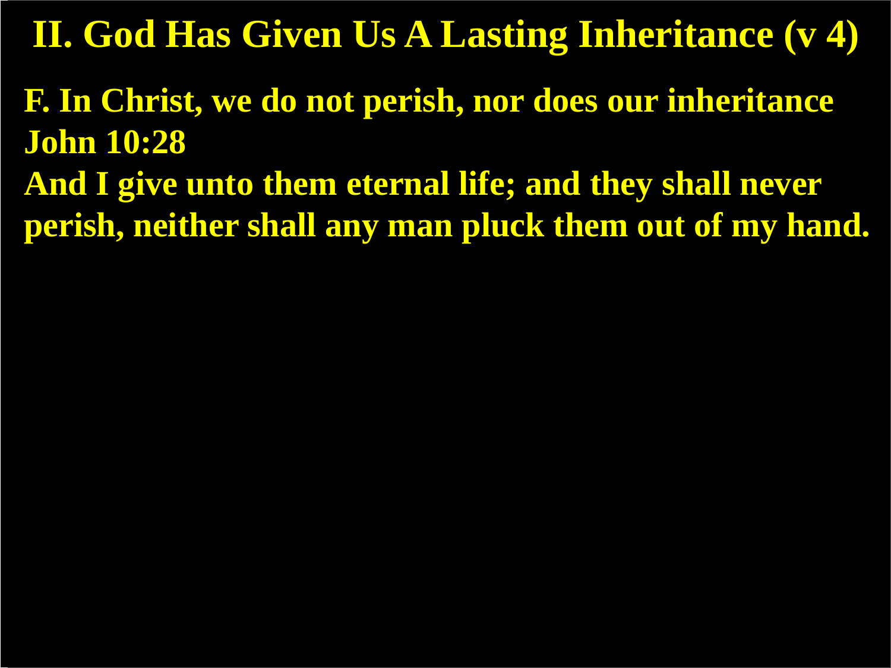## II. God Has Given Us A Lasting Inheritance (v 4)

**F. In Christ, we do not perish, nor does our inheritance**

**John 10:28**

**And I give unto them eternal life; and they shall never perish, neither shall any man pluck them out of my hand.**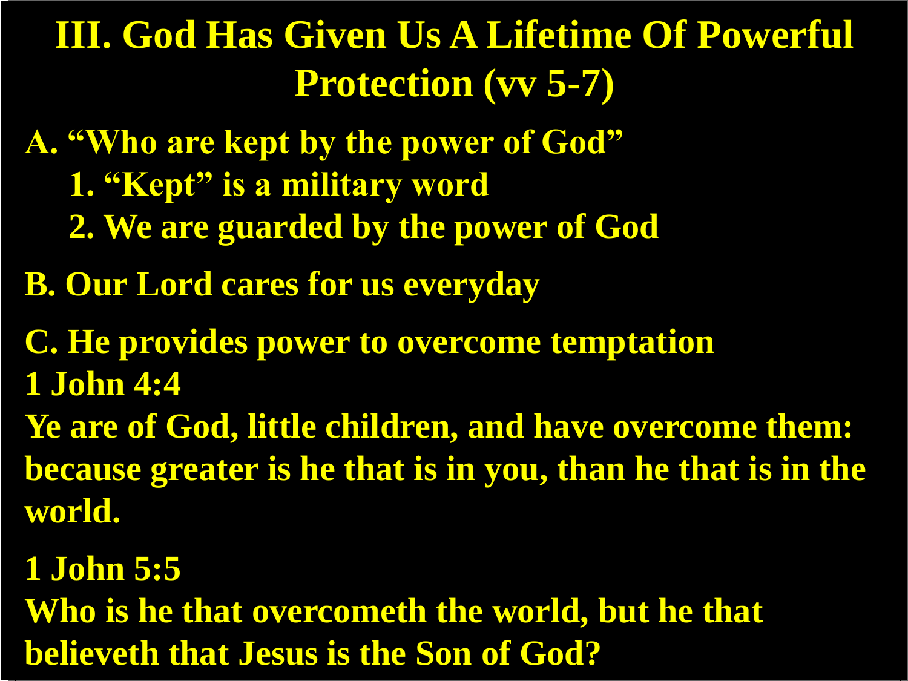# III. God Has Given Us A Lifetime Of Powerful Protection (vv 5-7)

**A. "Who are kept by the power of God"**

1. **"Kept" is a military word**
2. **We are guarded by the power of God**

**B. Our Lord cares for us everyday**

**C. He provides power to overcome temptation**

**1 John 4:4**

**Ye are of God, little children, and have overcome them: because greater is he that is in you, than he that is in the world.**

**1 John 5:5**

**Who is he that overcometh the world, but he that believeth that Jesus is the Son of God?**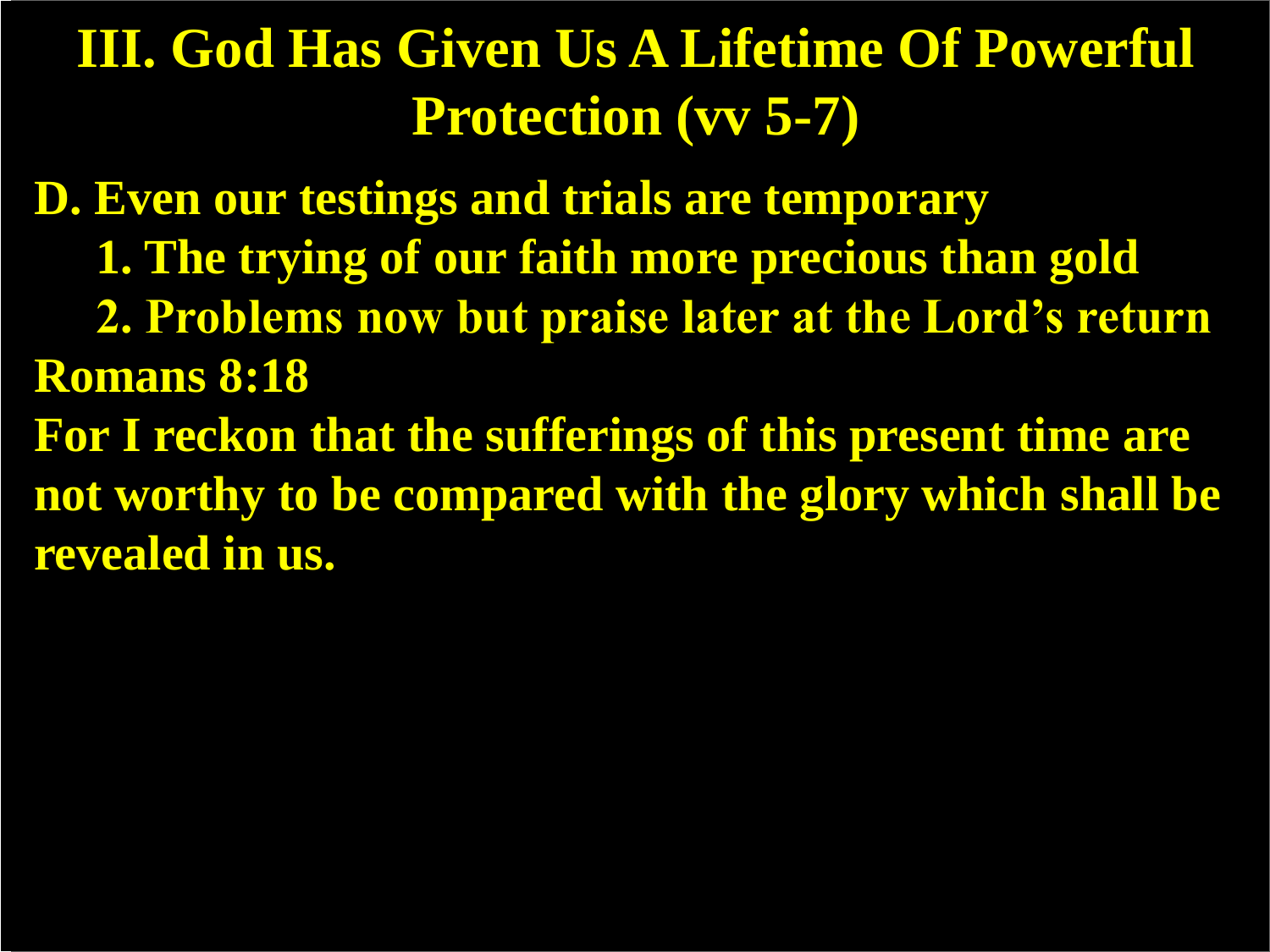# III. God Has Given Us A Lifetime Of Powerful Protection (vv 5-7)

**D. Even our testings and trials are temporary**

1. **The trying of our faith more precious than gold**
2. **Problems now but praise later at the Lord's return**

**Romans 8:18**

**For I reckon that the sufferings of this present time are not worthy to be compared with the glory which shall be revealed in us.**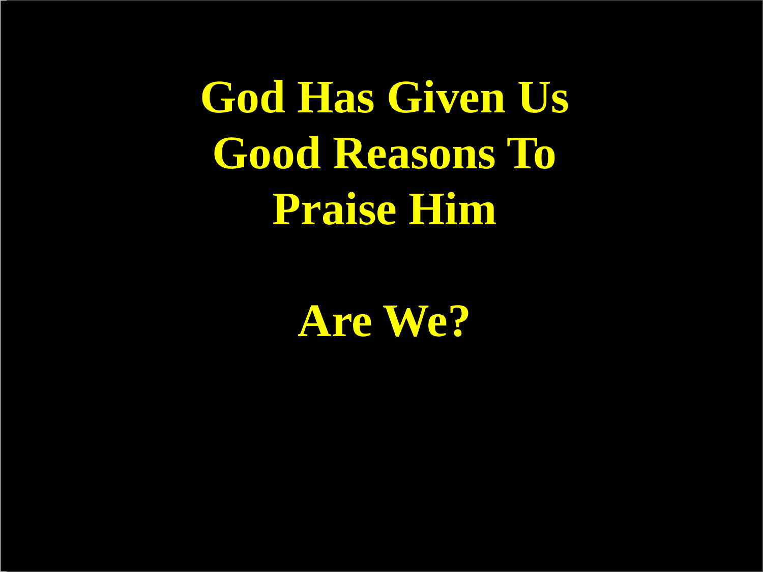# God Has Given Us Good Reasons To Praise Him

# Are We?